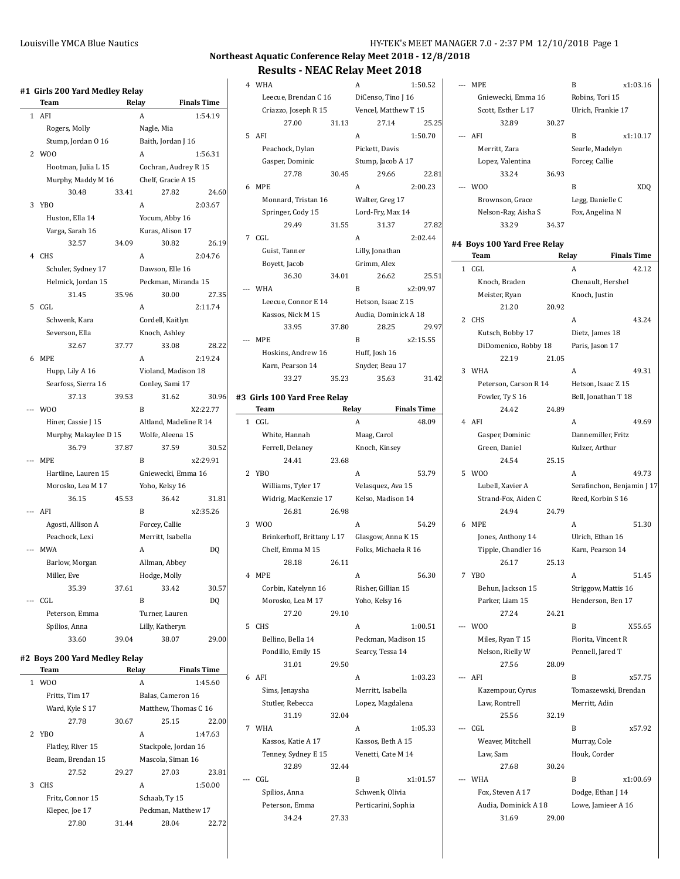## Northeast Aquatic Conference Relay Meet 2018 - 12/8/2018

## Results - NEAC Relay Meet 2018

### #1 Girls 200 Yard Medley Relay

| | Team | Relay | Finals Time |
|---|---|---|---|
| 1 | AFI | A | 1:54.19 |
| | Rogers, Molly | Nagle, Mia | |
| | Stump, Jordan O 16 | Baith, Jordan J 16 | |
| 2 | WOO | A | 1:56.31 |
| | Hootman, Julia L 15 | Cochran, Audrey R 15 | |
| | Murphy, Maddy M 16 | Chelf, Gracie A 15 | |
| | 30.48 33.41 | 27.82 24.60 | |
| 3 | YBO | A | 2:03.67 |
| | Huston, Ella 14 | Yocum, Abby 16 | |
| | Varga, Sarah 16 | Kuras, Alison 17 | |
| | 32.57 34.09 | 30.82 26.19 | |
| 4 | CHS | A | 2:04.76 |
| | Schuler, Sydney 17 | Dawson, Elle 16 | |
| | Helmick, Jordan 15 | Peckman, Miranda 15 | |
| | 31.45 35.96 | 30.00 27.35 | |
| 5 | CGL | A | 2:11.74 |
| | Schwenk, Kara | Cordell, Kaitlyn | |
| | Severson, Ella | Knoch, Ashley | |
| | 32.67 37.77 | 33.08 28.22 | |
| 6 | MPE | A | 2:19.24 |
| | Hupp, Lily A 16 | Violand, Madison 18 | |
| | Searfoss, Sierra 16 | Conley, Sami 17 | |
| | 37.13 39.53 | 31.62 30.96 | |
| --- | WOO | B | X2:22.77 |
| | Hiner, Cassie J 15 | Altland, Madeline R 14 | |
| | Murphy, Makaylee D 15 | Wolfe, Aleena 15 | |
| | 36.79 37.87 | 37.59 30.52 | |
| --- | MPE | B | x2:29.91 |
| | Hartline, Lauren 15 | Gniewecki, Emma 16 | |
| | Morosko, Lea M 17 | Yoho, Kelsy 16 | |
| | 36.15 45.53 | 36.42 31.81 | |
| --- | AFI | B | x2:35.26 |
| | Agosti, Allison A | Forcey, Callie | |
| | Peachock, Lexi | Merritt, Isabella | |
| --- | MWA | A | DQ |
| | Barlow, Morgan | Allman, Abbey | |
| | Miller, Eve | Hodge, Molly | |
| | 35.39 37.61 | 33.42 30.57 | |
| --- | CGL | B | DQ |
| | Peterson, Emma | Turner, Lauren | |
| | Spilios, Anna | Lilly, Katheryn | |
| | 33.60 39.04 | 38.07 29.00 | |

### #2 Boys 200 Yard Medley Relay

| | Team | Relay | Finals Time |
|---|---|---|---|
| 1 | WOO | A | 1:45.60 |
| | Fritts, Tim 17 | Balas, Cameron 16 | |
| | Ward, Kyle S 17 | Matthew, Thomas C 16 | |
| | 27.78 30.67 | 25.15 22.00 | |
| 2 | YBO | A | 1:47.63 |
| | Flatley, River 15 | Stackpole, Jordan 16 | |
| | Beam, Brendan 15 | Mascola, Siman 16 | |
| | 27.52 29.27 | 27.03 23.81 | |
| 3 | CHS | A | 1:50.00 |
| | Fritz, Connor 15 | Schaab, Ty 15 | |
| | Klepec, Joe 17 | Peckman, Matthew 17 | |
| | 27.80 31.44 | 28.04 22.72 | |
| 4 | WHA | A | 1:50.52 |
| | Leecue, Brendan C 16 | DiCenso, Tino J 16 | |
| | Criazzo, Joseph R 15 | Vencel, Matthew T 15 | |
| | 27.00 31.13 | 27.14 25.25 | |
| 5 | AFI | A | 1:50.70 |
| | Peachock, Dylan | Pickett, Davis | |
| | Gasper, Dominic | Stump, Jacob A 17 | |
| | 27.78 30.45 | 29.66 22.81 | |
| 6 | MPE | A | 2:00.23 |
| | Monnard, Tristan 16 | Walter, Greg 17 | |
| | Springer, Cody 15 | Lord-Fry, Max 14 | |
| | 29.49 31.55 | 31.37 27.82 | |
| 7 | CGL | A | 2:02.44 |
| | Guist, Tanner | Lilly, Jonathan | |
| | Boyett, Jacob | Grimm, Alex | |
| | 36.30 34.01 | 26.62 25.51 | |
| --- | WHA | B | x2:09.97 |
| | Leecue, Connor E 14 | Hetson, Isaac Z 15 | |
| | Kassos, Nick M 15 | Audia, Dominick A 18 | |
| | 33.95 37.80 | 28.25 29.97 | |
| --- | MPE | B | x2:15.55 |
| | Hoskins, Andrew 16 | Huff, Josh 16 | |
| | Karn, Pearson 14 | Snyder, Beau 17 | |
| | 33.27 35.23 | 35.63 31.42 | |

### #3 Girls 100 Yard Free Relay

| | Team | Relay | Finals Time |
|---|---|---|---|
| 1 | CGL | A | 48.09 |
| | White, Hannah | Maag, Carol | |
| | Ferrell, Delaney | Knoch, Kinsey | |
| | 24.41 23.68 | | |
| 2 | YBO | A | 53.79 |
| | Williams, Tyler 17 | Velasquez, Ava 15 | |
| | Widrig, MacKenzie 17 | Kelso, Madison 14 | |
| | 26.81 26.98 | | |
| 3 | WOO | A | 54.29 |
| | Brinkerhoff, Brittany L 17 | Glasgow, Anna K 15 | |
| | Chelf, Emma M 15 | Folks, Michaela R 16 | |
| | 28.18 26.11 | | |
| 4 | MPE | A | 56.30 |
| | Corbin, Katelynn 16 | Risher, Gillian 15 | |
| | Morosko, Lea M 17 | Yoho, Kelsy 16 | |
| | 27.20 29.10 | | |
| 5 | CHS | A | 1:00.51 |
| | Bellino, Bella 14 | Peckman, Madison 15 | |
| | Pondillo, Emily 15 | Searcy, Tessa 14 | |
| | 31.01 29.50 | | |
| 6 | AFI | A | 1:03.23 |
| | Sims, Jenaysha | Merritt, Isabella | |
| | Stutler, Rebecca | Lopez, Magdalena | |
| | 31.19 32.04 | | |
| 7 | WHA | A | 1:05.33 |
| | Kassos, Katie A 17 | Kassos, Beth A 15 | |
| | Tenney, Sydney E 15 | Venetti, Cate M 14 | |
| | 32.89 32.44 | | |
| --- | CGL | B | x1:01.57 |
| | Spilios, Anna | Schwenk, Olivia | |
| | Peterson, Emma | Perticarini, Sophia | |
| | 34.24 27.33 | | |
| --- | MPE | B | x1:03.16 |
| | Gniewecki, Emma 16 | Robins, Tori 15 | |
| | Scott, Esther L 17 | Ulrich, Frankie 17 | |
| | 32.89 30.27 | | |
| --- | AFI | B | x1:10.17 |
| | Merritt, Zara | Searle, Madelyn | |
| | Lopez, Valentina | Forcey, Callie | |
| | 33.24 36.93 | | |
| --- | WOO | B | XDQ |
| | Brownson, Grace | Legg, Danielle C | |
| | Nelson-Ray, Aisha S | Fox, Angelina N | |
| | 33.29 34.37 | | |

### #4 Boys 100 Yard Free Relay

| | Team | Relay | Finals Time |
|---|---|---|---|
| 1 | CGL | A | 42.12 |
| | Knoch, Braden | Chenault, Hershel | |
| | Meister, Ryan | Knoch, Justin | |
| | 21.20 20.92 | | |
| 2 | CHS | A | 43.24 |
| | Kutsch, Bobby 17 | Dietz, James 18 | |
| | DiDomenico, Robby 18 | Paris, Jason 17 | |
| | 22.19 21.05 | | |
| 3 | WHA | A | 49.31 |
| | Peterson, Carson R 14 | Hetson, Isaac Z 15 | |
| | Fowler, Ty S 16 | Bell, Jonathan T 18 | |
| | 24.42 24.89 | | |
| 4 | AFI | A | 49.69 |
| | Gasper, Dominic | Dannemiller, Fritz | |
| | Green, Daniel | Kulzer, Arthur | |
| | 24.54 25.15 | | |
| 5 | WOO | A | 49.73 |
| | Lubell, Xavier A | Serafinchon, Benjamin J 17 | |
| | Strand-Fox, Aiden C | Reed, Korbin S 16 | |
| | 24.94 24.79 | | |
| 6 | MPE | A | 51.30 |
| | Jones, Anthony 14 | Ulrich, Ethan 16 | |
| | Tipple, Chandler 16 | Karn, Pearson 14 | |
| | 26.17 25.13 | | |
| 7 | YBO | A | 51.45 |
| | Behun, Jackson 15 | Striggow, Mattis 16 | |
| | Parker, Liam 15 | Henderson, Ben 17 | |
| | 27.24 24.21 | | |
| --- | WOO | B | X55.65 |
| | Miles, Ryan T 15 | Fiorita, Vincent R | |
| | Nelson, Rielly W | Pennell, Jared T | |
| | 27.56 28.09 | | |
| --- | AFI | B | x57.75 |
| | Kazempour, Cyrus | Tomaszewski, Brendan | |
| | Law, Rontrell | Merritt, Adin | |
| | 25.56 32.19 | | |
| --- | CGL | B | x57.92 |
| | Weaver, Mitchell | Murray, Cole | |
| | Law, Sam | Houk, Corder | |
| | 27.68 30.24 | | |
| --- | WHA | B | x1:00.69 |
| | Fox, Steven A 17 | Dodge, Ethan J 14 | |
| | Audia, Dominick A 18 | Lowe, Jamieer A 16 | |
| | 31.69 29.00 | | |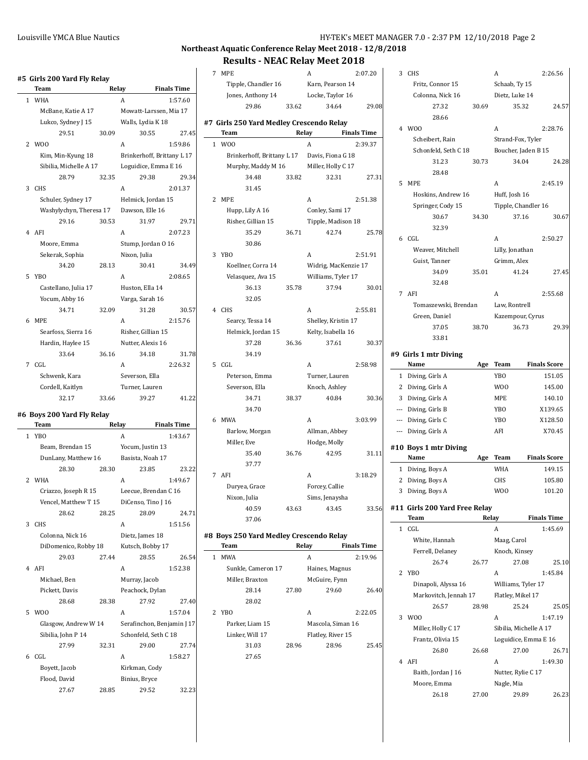## Northeast Aquatic Conference Relay Meet 2018 - 12/8/2018

## Results - NEAC Relay Meet 2018

### #5 Girls 200 Yard Fly Relay

| | Team | Relay | Finals Time |
|---|---|---|---|
| 1 | WHA | A | 1:57.60 |
| | McBane, Katie A 17 | Mowatt-Larssen, Mia 17 | |
| | Lukco, Sydney J 15 | Walls, Lydia K 18 | |
| | 29.51 30.09 | 30.55 27.45 | |
| 2 | WOO | A | 1:59.86 |
| | Kim, Min-Kyung 18 | Brinkerhoff, Brittany L 17 | |
| | Sibilia, Michelle A 17 | Loguidice, Emma E 16 | |
| | 28.79 32.35 | 29.38 29.34 | |
| 3 | CHS | A | 2:01.37 |
| | Schuler, Sydney 17 | Helmick, Jordan 15 | |
| | Washylychyn, Theresa 17 | Dawson, Elle 16 | |
| | 29.16 30.53 | 31.97 29.71 | |
| 4 | AFI | A | 2:07.23 |
| | Moore, Emma | Stump, Jordan O 16 | |
| | Sekerak, Sophia | Nixon, Julia | |
| | 34.20 28.13 | 30.41 34.49 | |
| 5 | YBO | A | 2:08.65 |
| | Castellano, Julia 17 | Huston, Ella 14 | |
| | Yocum, Abby 16 | Varga, Sarah 16 | |
| | 34.71 32.09 | 31.28 30.57 | |
| 6 | MPE | A | 2:15.76 |
| | Searfoss, Sierra 16 | Risher, Gillian 15 | |
| | Hardin, Haylee 15 | Nutter, Alexis 16 | |
| | 33.64 36.16 | 34.18 31.78 | |
| 7 | CGL | A | 2:26.32 |
| | Schwenk, Kara | Severson, Ella | |
| | Cordell, Kaitlyn | Turner, Lauren | |
| | 32.17 33.66 | 39.27 41.22 | |

### #6 Boys 200 Yard Fly Relay

| | Team | Relay | Finals Time |
|---|---|---|---|
| 1 | YBO | A | 1:43.67 |
| | Beam, Brendan 15 | Yocum, Justin 13 | |
| | DunLany, Matthew 16 | Basista, Noah 17 | |
| | 28.30 28.30 | 23.85 23.22 | |
| 2 | WHA | A | 1:49.67 |
| | Criazzo, Joseph R 15 | Leecue, Brendan C 16 | |
| | Vencel, Matthew T 15 | DiCenso, Tino J 16 | |
| | 28.62 28.25 | 28.09 24.71 | |
| 3 | CHS | A | 1:51.56 |
| | Colonna, Nick 16 | Dietz, James 18 | |
| | DiDomenico, Robby 18 | Kutsch, Bobby 17 | |
| | 29.03 27.44 | 28.55 26.54 | |
| 4 | AFI | A | 1:52.38 |
| | Michael, Ben | Murray, Jacob | |
| | Pickett, Davis | Peachock, Dylan | |
| | 28.68 28.38 | 27.92 27.40 | |
| 5 | WOO | A | 1:57.04 |
| | Glasgow, Andrew W 14 | Serafinchon, Benjamin J 17 | |
| | Sibilia, John P 14 | Schonfeld, Seth C 18 | |
| | 27.99 32.31 | 29.00 27.74 | |
| 6 | CGL | A | 1:58.27 |
| | Boyett, Jacob | Kirkman, Cody | |
| | Flood, David | Binius, Bryce | |
| | 27.67 28.85 | 29.52 32.23 | |
| 7 | MPE | A | 2:07.20 |
| | Tipple, Chandler 16 | Karn, Pearson 14 | |
| | Jones, Anthony 14 | Locke, Taylor 16 | |
| | 29.86 33.62 | 34.64 29.08 | |

### #7 Girls 250 Yard Medley Crescendo Relay

| | Team | Relay | Finals Time |
|---|---|---|---|
| 1 | WOO | A | 2:39.37 |
| | Brinkerhoff, Brittany L 17 | Davis, Fiona G 18 | |
| | Murphy, Maddy M 16 | Miller, Holly C 17 | |
| | 34.48 33.82 | 32.31 27.31 | |
| | 31.45 | | |
| 2 | MPE | A | 2:51.38 |
| | Hupp, Lily A 16 | Conley, Sami 17 | |
| | Risher, Gillian 15 | Tipple, Madison 18 | |
| | 35.29 36.71 | 42.74 25.78 | |
| | 30.86 | | |
| 3 | YBO | A | 2:51.91 |
| | Koellner, Corra 14 | Widrig, MacKenzie 17 | |
| | Velasquez, Ava 15 | Williams, Tyler 17 | |
| | 36.13 35.78 | 37.94 30.01 | |
| | 32.05 | | |
| 4 | CHS | A | 2:55.81 |
| | Searcy, Tessa 14 | Shelley, Kristin 17 | |
| | Helmick, Jordan 15 | Kelty, Isabella 16 | |
| | 37.28 36.36 | 37.61 30.37 | |
| | 34.19 | | |
| 5 | CGL | A | 2:58.98 |
| | Peterson, Emma | Turner, Lauren | |
| | Severson, Ella | Knoch, Ashley | |
| | 34.71 38.37 | 40.84 30.36 | |
| | 34.70 | | |
| 6 | MWA | A | 3:03.99 |
| | Barlow, Morgan | Allman, Abbey | |
| | Miller, Eve | Hodge, Molly | |
| | 35.40 36.76 | 42.95 31.11 | |
| | 37.77 | | |
| 7 | AFI | A | 3:18.29 |
| | Duryea, Grace | Forcey, Callie | |
| | Nixon, Julia | Sims, Jenaysha | |
| | 40.59 43.63 | 43.45 33.56 | |
| | 37.06 | | |

### #8 Boys 250 Yard Medley Crescendo Relay

| | Team | Relay | Finals Time |
|---|---|---|---|
| 1 | MWA | A | 2:19.96 |
| | Sunkle, Cameron 17 | Haines, Magnus | |
| | Miller, Braxton | McGuire, Fynn | |
| | 28.14 27.80 | 29.60 26.40 | |
| | 28.02 | | |
| 2 | YBO | A | 2:22.05 |
| | Parker, Liam 15 | Mascola, Siman 16 | |
| | Linker, Will 17 | Flatley, River 15 | |
| | 31.03 28.96 | 28.96 25.45 | |
| | 27.65 | | |
| 3 | CHS | A | 2:26.56 |
| | Fritz, Connor 15 | Schaab, Ty 15 | |
| | Colonna, Nick 16 | Dietz, Luke 14 | |
| | 27.32 30.69 | 35.32 24.57 | |
| | 28.66 | | |
| 4 | WOO | A | 2:28.76 |
| | Scheibert, Rain | Strand-Fox, Tyler | |
| | Schonfeld, Seth C 18 | Boucher, Jaden B 15 | |
| | 31.23 30.73 | 34.04 24.28 | |
| | 28.48 | | |
| 5 | MPE | A | 2:45.19 |
| | Hoskins, Andrew 16 | Huff, Josh 16 | |
| | Springer, Cody 15 | Tipple, Chandler 16 | |
| | 30.67 34.30 | 37.16 30.67 | |
| | 32.39 | | |
| 6 | CGL | A | 2:50.27 |
| | Weaver, Mitchell | Lilly, Jonathan | |
| | Guist, Tanner | Grimm, Alex | |
| | 34.09 35.01 | 41.24 27.45 | |
| | 32.48 | | |
| 7 | AFI | A | 2:55.68 |
| | Tomaszewski, Brendan | Law, Rontrell | |
| | Green, Daniel | Kazempour, Cyrus | |
| | 37.05 38.70 | 36.73 29.39 | |
| | 33.81 | | |

### #9 Girls 1 mtr Diving

| | Name | Age | Team | Finals Score |
|---|---|---|---|---|
| 1 | Diving, Girls A | | YBO | 151.05 |
| 2 | Diving, Girls A | | WOO | 145.00 |
| 3 | Diving, Girls A | | MPE | 140.10 |
| --- | Diving, Girls B | | YBO | X139.65 |
| --- | Diving, Girls C | | YBO | X128.50 |
| --- | Diving, Girls A | | AFI | X70.45 |

### #10 Boys 1 mtr Diving

| | Name | Age | Team | Finals Score |
|---|---|---|---|---|
| 1 | Diving, Boys A | | WHA | 149.15 |
| 2 | Diving, Boys A | | CHS | 105.80 |
| 3 | Diving, Boys A | | WOO | 101.20 |

### #11 Girls 200 Yard Free Relay

| | Team | Relay | Finals Time |
|---|---|---|---|
| 1 | CGL | A | 1:45.69 |
| | White, Hannah | Maag, Carol | |
| | Ferrell, Delaney | Knoch, Kinsey | |
| | 26.74 26.77 | 27.08 25.10 | |
| 2 | YBO | A | 1:45.84 |
| | Dinapoli, Alyssa 16 | Williams, Tyler 17 | |
| | Markovitch, Jennah 17 | Flatley, Mikel 17 | |
| | 26.57 28.98 | 25.24 25.05 | |
| 3 | WOO | A | 1:47.19 |
| | Miller, Holly C 17 | Sibilia, Michelle A 17 | |
| | Frantz, Olivia 15 | Loguidice, Emma E 16 | |
| | 26.80 26.68 | 27.00 26.71 | |
| 4 | AFI | A | 1:49.30 |
| | Baith, Jordan J 16 | Nutter, Rylie C 17 | |
| | Moore, Emma | Nagle, Mia | |
| | 26.18 27.00 | 29.89 26.23 | |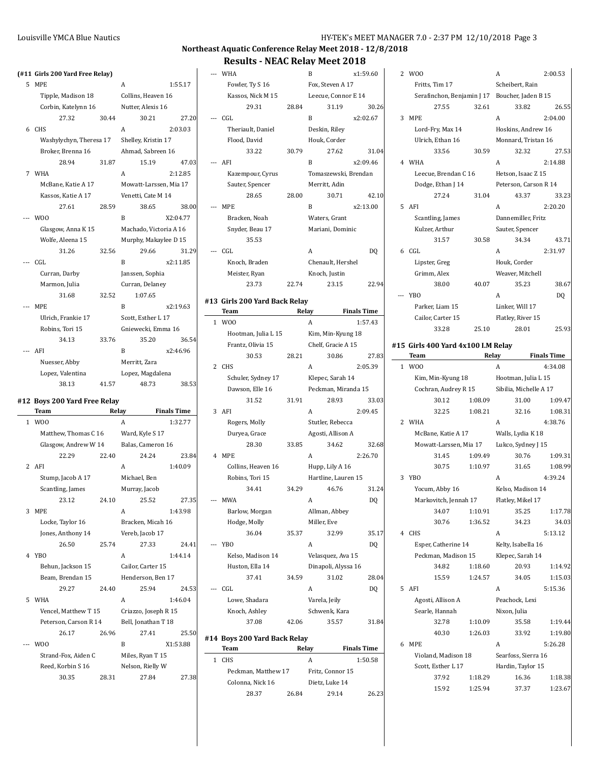## Northeast Aquatic Conference Relay Meet 2018 - 12/8/2018

## Results - NEAC Relay Meet 2018

### (#11 Girls 200 Yard Free Relay)

| Place | Team | Relay | Finals Time |
|---|---|---|---|
| 5 | MPE | A | 1:55.17 |
| | Tipple, Madison 18 | Collins, Heaven 16 | |
| | Corbin, Katelynn 16 | Nutter, Alexis 16 | |
| | 27.32 30.44 | 30.21 27.20 | |
| 6 | CHS | A | 2:03.03 |
| | Washylychyn, Theresa 17 | Shelley, Kristin 17 | |
| | Broker, Brenna 16 | Ahmad, Sabreen 16 | |
| | 28.94 31.87 | 15.19 47.03 | |
| 7 | WHA | A | 2:12.85 |
| | McBane, Katie A 17 | Mowatt-Larssen, Mia 17 | |
| | Kassos, Katie A 17 | Venetti, Cate M 14 | |
| | 27.61 28.59 | 38.65 38.00 | |
| --- | WOO | B | X2:04.77 |
| | Glasgow, Anna K 15 | Machado, Victoria A 16 | |
| | Wolfe, Aleena 15 | Murphy, Makaylee D 15 | |
| | 31.26 32.56 | 29.66 31.29 | |
| --- | CGL | B | x2:11.85 |
| | Curran, Darby | Janssen, Sophia | |
| | Marmon, Julia | Curran, Delaney | |
| | 31.68 32.52 | 1:07.65 | |
| --- | MPE | B | x2:19.63 |
| | Ulrich, Frankie 17 | Scott, Esther L 17 | |
| | Robins, Tori 15 | Gniewecki, Emma 16 | |
| | 34.13 33.76 | 35.20 36.54 | |
| --- | AFI | B | x2:46.96 |
| | Nuesser, Abby | Merritt, Zara | |
| | Lopez, Valentina | Lopez, Magdalena | |
| | 38.13 41.57 | 48.73 38.53 | |

### #12 Boys 200 Yard Free Relay

| Place | Team | Relay | Finals Time |
|---|---|---|---|
| 1 | WOO | A | 1:32.77 |
| | Matthew, Thomas C 16 | Ward, Kyle S 17 | |
| | Glasgow, Andrew W 14 | Balas, Cameron 16 | |
| | 22.29 22.40 | 24.24 23.84 | |
| 2 | AFI | A | 1:40.09 |
| | Stump, Jacob A 17 | Michael, Ben | |
| | Scantling, James | Murray, Jacob | |
| | 23.12 24.10 | 25.52 27.35 | |
| 3 | MPE | A | 1:43.98 |
| | Locke, Taylor 16 | Bracken, Micah 16 | |
| | Jones, Anthony 14 | Vereb, Jacob 17 | |
| | 26.50 25.74 | 27.33 24.41 | |
| 4 | YBO | A | 1:44.14 |
| | Behun, Jackson 15 | Cailor, Carter 15 | |
| | Beam, Brendan 15 | Henderson, Ben 17 | |
| | 29.27 24.40 | 25.94 24.53 | |
| 5 | WHA | A | 1:46.04 |
| | Vencel, Matthew T 15 | Criazzo, Joseph R 15 | |
| | Peterson, Carson R 14 | Bell, Jonathan T 18 | |
| | 26.17 26.96 | 27.41 25.50 | |
| --- | WOO | B | X1:53.88 |
| | Strand-Fox, Aiden C | Miles, Ryan T 15 | |
| | Reed, Korbin S 16 | Nelson, Rielly W | |
| | 30.35 28.31 | 27.84 27.38 | |
| --- | WHA | B | x1:59.60 |
| | Fowler, Ty S 16 | Fox, Steven A 17 | |
| | Kassos, Nick M 15 | Leecue, Connor E 14 | |
| | 29.31 28.84 | 31.19 30.26 | |
| --- | CGL | B | x2:02.67 |
| | Theriault, Daniel | Deskin, Riley | |
| | Flood, David | Houk, Corder | |
| | 33.22 30.79 | 27.62 31.04 | |
| --- | AFI | B | x2:09.46 |
| | Kazempour, Cyrus | Tomaszewski, Brendan | |
| | Sauter, Spencer | Merritt, Adin | |
| | 28.65 28.00 | 30.71 42.10 | |
| --- | MPE | B | x2:13.00 |
| | Bracken, Noah | Waters, Grant | |
| | Snyder, Beau 17 | Mariani, Dominic | |
| | 35.53 | | |
| --- | CGL | A | DQ |
| | Knoch, Braden | Chenault, Hershel | |
| | Meister, Ryan | Knoch, Justin | |
| | 23.73 22.74 | 23.15 22.94 | |

### #13 Girls 200 Yard Back Relay

| Place | Team | Relay | Finals Time |
|---|---|---|---|
| 1 | WOO | A | 1:57.43 |
| | Hootman, Julia L 15 | Kim, Min-Kyung 18 | |
| | Frantz, Olivia 15 | Chelf, Gracie A 15 | |
| | 30.53 28.21 | 30.86 27.83 | |
| 2 | CHS | A | 2:05.39 |
| | Schuler, Sydney 17 | Klepec, Sarah 14 | |
| | Dawson, Elle 16 | Peckman, Miranda 15 | |
| | 31.52 31.91 | 28.93 33.03 | |
| 3 | AFI | A | 2:09.45 |
| | Rogers, Molly | Stutler, Rebecca | |
| | Duryea, Grace | Agosti, Allison A | |
| | 28.30 33.85 | 34.62 32.68 | |
| 4 | MPE | A | 2:26.70 |
| | Collins, Heaven 16 | Hupp, Lily A 16 | |
| | Robins, Tori 15 | Hartline, Lauren 15 | |
| | 34.41 34.29 | 46.76 31.24 | |
| --- | MWA | A | DQ |
| | Barlow, Morgan | Allman, Abbey | |
| | Hodge, Molly | Miller, Eve | |
| | 36.04 35.37 | 32.99 35.17 | |
| --- | YBO | A | DQ |
| | Kelso, Madison 14 | Velasquez, Ava 15 | |
| | Huston, Ella 14 | Dinapoli, Alyssa 16 | |
| | 37.41 34.59 | 31.02 28.04 | |
| --- | CGL | A | DQ |
| | Lowe, Shadara | Varela, Jeily | |
| | Knoch, Ashley | Schwenk, Kara | |
| | 37.08 42.06 | 35.57 31.84 | |

### #14 Boys 200 Yard Back Relay

| Place | Team | Relay | Finals Time |
|---|---|---|---|
| 1 | CHS | A | 1:50.58 |
| | Peckman, Matthew 17 | Fritz, Connor 15 | |
| | Colonna, Nick 16 | Dietz, Luke 14 | |
| | 28.37 26.84 | 29.14 26.23 | |
| 2 | WOO | A | 2:00.53 |
| | Fritts, Tim 17 | Scheibert, Rain | |
| | Serafinchon, Benjamin J 17 | Boucher, Jaden B 15 | |
| | 27.55 32.61 | 33.82 26.55 | |
| 3 | MPE | A | 2:04.00 |
| | Lord-Fry, Max 14 | Hoskins, Andrew 16 | |
| | Ulrich, Ethan 16 | Monnard, Tristan 16 | |
| | 33.56 30.59 | 32.32 27.53 | |
| 4 | WHA | A | 2:14.88 |
| | Leecue, Brendan C 16 | Hetson, Isaac Z 15 | |
| | Dodge, Ethan J 14 | Peterson, Carson R 14 | |
| | 27.24 31.04 | 43.37 33.23 | |
| 5 | AFI | A | 2:20.20 |
| | Scantling, James | Dannemiller, Fritz | |
| | Kulzer, Arthur | Sauter, Spencer | |
| | 31.57 30.58 | 34.34 43.71 | |
| 6 | CGL | A | 2:31.97 |
| | Lipster, Greg | Houk, Corder | |
| | Grimm, Alex | Weaver, Mitchell | |
| | 38.00 40.07 | 35.23 38.67 | |
| --- | YBO | A | DQ |
| | Parker, Liam 15 | Linker, Will 17 | |
| | Cailor, Carter 15 | Flatley, River 15 | |
| | 33.28 25.10 | 28.01 25.93 | |

### #15 Girls 400 Yard 4x100 I.M Relay

| Place | Team | Relay | Finals Time |
|---|---|---|---|
| 1 | WOO | A | 4:34.08 |
| | Kim, Min-Kyung 18 | Hootman, Julia L 15 | |
| | Cochran, Audrey R 15 | Sibilia, Michelle A 17 | |
| | 30.12 1:08.09 | 31.00 1:09.47 | |
| | 32.25 1:08.21 | 32.16 1:08.31 | |
| 2 | WHA | A | 4:38.76 |
| | McBane, Katie A 17 | Walls, Lydia K 18 | |
| | Mowatt-Larssen, Mia 17 | Lukco, Sydney J 15 | |
| | 31.45 1:09.49 | 30.76 1:09.31 | |
| | 30.75 1:10.97 | 31.65 1:08.99 | |
| 3 | YBO | A | 4:39.24 |
| | Yocum, Abby 16 | Kelso, Madison 14 | |
| | Markovitch, Jennah 17 | Flatley, Mikel 17 | |
| | 34.07 1:10.91 | 35.25 1:17.78 | |
| | 30.76 1:36.52 | 34.23 34.03 | |
| 4 | CHS | A | 5:13.12 |
| | Esper, Catherine 14 | Kelty, Isabella 16 | |
| | Peckman, Madison 15 | Klepec, Sarah 14 | |
| | 34.82 1:18.60 | 20.93 1:14.92 | |
| | 15.59 1:24.57 | 34.05 1:15.03 | |
| 5 | AFI | A | 5:15.36 |
| | Agosti, Allison A | Peachock, Lexi | |
| | Searle, Hannah | Nixon, Julia | |
| | 32.78 1:10.09 | 35.58 1:19.44 | |
| | 40.30 1:26.03 | 33.92 1:19.80 | |
| 6 | MPE | A | 5:26.28 |
| | Violand, Madison 18 | Searfoss, Sierra 16 | |
| | Scott, Esther L 17 | Hardin, Taylor 15 | |
| | 37.92 1:18.29 | 16.36 1:18.38 | |
| | 15.92 1:25.94 | 37.37 1:23.67 | |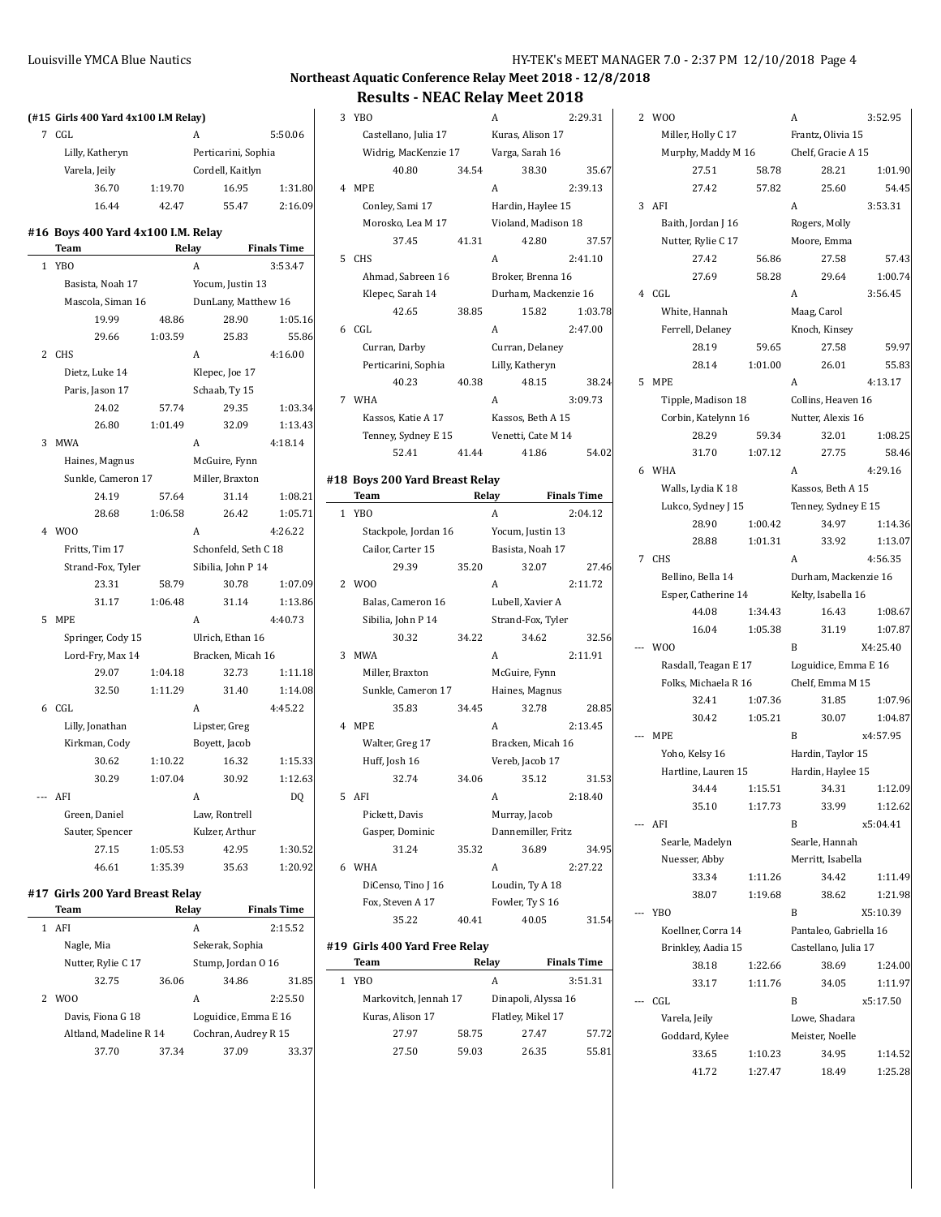## Northeast Aquatic Conference Relay Meet 2018 - 12/8/2018

## Results - NEAC Relay Meet 2018

**(#15 Girls 400 Yard 4x100 I.M Relay)**

| | Team | Relay | Finals Time |
|---|---|---|---|
| 7 | CGL | A | 5:50.06 |

Lilly, Katheryn; Perticarini, Sophia; Varela, Jeily; Cordell, Kaitlyn
36.70 1:19.70 16.95 1:31.80 16.44 42.47 55.47 2:16.09

### #16 Boys 400 Yard 4x100 I.M. Relay

| | Team | Relay | Finals Time |
|---|---|---|---|
| 1 | YBO | A | 3:53.47 |
| 2 | CHS | A | 4:16.00 |
| 3 | MWA | A | 4:18.14 |
| 4 | WOO | A | 4:26.22 |
| 5 | MPE | A | 4:40.73 |
| 6 | CGL | A | 4:45.22 |
| --- | AFI | A | DQ |

1 YBO A 3:53.47 — Basista, Noah 17; Yocum, Justin 13; Mascola, Siman 16; DunLany, Matthew 16
19.99 48.86 28.90 1:05.16 29.66 1:03.59 25.83 55.86

2 CHS A 4:16.00 — Dietz, Luke 14; Klepec, Joe 17; Paris, Jason 17; Schaab, Ty 15
24.02 57.74 29.35 1:03.34 26.80 1:01.49 32.09 1:13.43

3 MWA A 4:18.14 — Haines, Magnus; McGuire, Fynn; Sunkle, Cameron 17; Miller, Braxton
24.19 57.64 31.14 1:08.21 28.68 1:06.58 26.42 1:05.71

4 WOO A 4:26.22 — Fritts, Tim 17; Schonfeld, Seth C 18; Strand-Fox, Tyler; Sibilia, John P 14
23.31 58.79 30.78 1:07.09 31.17 1:06.48 31.14 1:13.86

5 MPE A 4:40.73 — Springer, Cody 15; Ulrich, Ethan 16; Lord-Fry, Max 14; Bracken, Micah 16
29.07 1:04.18 32.73 1:11.18 32.50 1:11.29 31.40 1:14.08

6 CGL A 4:45.22 — Lilly, Jonathan; Lipster, Greg; Kirkman, Cody; Boyett, Jacob
30.62 1:10.22 16.32 1:15.33 30.29 1:07.04 30.92 1:12.63

--- AFI A DQ — Green, Daniel; Law, Rontrell; Sauter, Spencer; Kulzer, Arthur
27.15 1:05.53 42.95 1:30.52 46.61 1:35.39 35.63 1:20.92

### #17 Girls 200 Yard Breast Relay

| | Team | Relay | Finals Time |
|---|---|---|---|
| 1 | AFI | A | 2:15.52 |
| 2 | WOO | A | 2:25.50 |
| 3 | YBO | A | 2:29.31 |
| 4 | MPE | A | 2:39.13 |
| 5 | CHS | A | 2:41.10 |
| 6 | CGL | A | 2:47.00 |
| 7 | WHA | A | 3:09.73 |

1 AFI A 2:15.52 — Nagle, Mia; Sekerak, Sophia; Nutter, Rylie C 17; Stump, Jordan O 16
32.75 36.06 34.86 31.85

2 WOO A 2:25.50 — Davis, Fiona G 18; Loguidice, Emma E 16; Altland, Madeline R 14; Cochran, Audrey R 15
37.70 37.34 37.09 33.37

3 YBO A 2:29.31 — Castellano, Julia 17; Kuras, Alison 17; Widrig, MacKenzie 17; Varga, Sarah 16
40.80 34.54 38.30 35.67

4 MPE A 2:39.13 — Conley, Sami 17; Hardin, Haylee 15; Morosko, Lea M 17; Violand, Madison 18
37.45 41.31 42.80 37.57

5 CHS A 2:41.10 — Ahmad, Sabreen 16; Broker, Brenna 16; Klepec, Sarah 14; Durham, Mackenzie 16
42.65 38.85 15.82 1:03.78

6 CGL A 2:47.00 — Curran, Darby; Curran, Delaney; Perticarini, Sophia; Lilly, Katheryn
40.23 40.38 48.15 38.24

7 WHA A 3:09.73 — Kassos, Katie A 17; Kassos, Beth A 15; Tenney, Sydney E 15; Venetti, Cate M 14
52.41 41.44 41.86 54.02

### #18 Boys 200 Yard Breast Relay

| | Team | Relay | Finals Time |
|---|---|---|---|
| 1 | YBO | A | 2:04.12 |
| 2 | WOO | A | 2:11.72 |
| 3 | MWA | A | 2:11.91 |
| 4 | MPE | A | 2:13.45 |
| 5 | AFI | A | 2:18.40 |
| 6 | WHA | A | 2:27.22 |

1 YBO A 2:04.12 — Stackpole, Jordan 16; Yocum, Justin 13; Cailor, Carter 15; Basista, Noah 17
29.39 35.20 32.07 27.46

2 WOO A 2:11.72 — Balas, Cameron 16; Lubell, Xavier A; Sibilia, John P 14; Strand-Fox, Tyler
30.32 34.22 34.62 32.56

3 MWA A 2:11.91 — Miller, Braxton; McGuire, Fynn; Sunkle, Cameron 17; Haines, Magnus
35.83 34.45 32.78 28.85

4 MPE A 2:13.45 — Walter, Greg 17; Bracken, Micah 16; Huff, Josh 16; Vereb, Jacob 17
32.74 34.06 35.12 31.53

5 AFI A 2:18.40 — Pickett, Davis; Murray, Jacob; Gasper, Dominic; Dannemiller, Fritz
31.24 35.32 36.89 34.95

6 WHA A 2:27.22 — DiCenso, Tino J 16; Loudin, Ty A 18; Fox, Steven A 17; Fowler, Ty S 16
35.22 40.41 40.05 31.54

### #19 Girls 400 Yard Free Relay

| | Team | Relay | Finals Time |
|---|---|---|---|
| 1 | YBO | A | 3:51.31 |
| 2 | WOO | A | 3:52.95 |
| 3 | AFI | A | 3:53.31 |
| 4 | CGL | A | 3:56.45 |
| 5 | MPE | A | 4:13.17 |
| 6 | WHA | A | 4:29.16 |
| 7 | CHS | A | 4:56.35 |
| --- | WOO | B | X4:25.40 |
| --- | MPE | B | x4:57.95 |
| --- | AFI | B | x5:04.41 |
| --- | YBO | B | X5:10.39 |
| --- | CGL | B | x5:17.50 |

1 YBO A 3:51.31 — Markovitch, Jennah 17; Dinapoli, Alyssa 16; Kuras, Alison 17; Flatley, Mikel 17
27.97 58.75 27.47 57.72 27.50 59.03 26.35 55.81

2 WOO A 3:52.95 — Miller, Holly C 17; Frantz, Olivia 15; Murphy, Maddy M 16; Chelf, Gracie A 15
27.51 58.78 28.21 1:01.90 27.42 57.82 25.60 54.45

3 AFI A 3:53.31 — Baith, Jordan J 16; Rogers, Molly; Nutter, Rylie C 17; Moore, Emma
27.42 56.86 27.58 57.43 27.69 58.28 29.64 1:00.74

4 CGL A 3:56.45 — White, Hannah; Maag, Carol; Ferrell, Delaney; Knoch, Kinsey
28.19 59.65 27.58 59.97 28.14 1:01.00 26.01 55.83

5 MPE A 4:13.17 — Tipple, Madison 18; Collins, Heaven 16; Corbin, Katelynn 16; Nutter, Alexis 16
28.29 59.34 32.01 1:08.25 31.70 1:07.12 27.75 58.46

6 WHA A 4:29.16 — Walls, Lydia K 18; Kassos, Beth A 15; Lukco, Sydney J 15; Tenney, Sydney E 15
28.90 1:00.42 34.97 1:14.36 28.88 1:01.31 33.92 1:13.07

7 CHS A 4:56.35 — Bellino, Bella 14; Durham, Mackenzie 16; Esper, Catherine 14; Kelty, Isabella 16
44.08 1:34.43 16.43 1:08.67 16.04 1:05.38 31.19 1:07.87

--- WOO B X4:25.40 — Rasdall, Teagan E 17; Loguidice, Emma E 16; Folks, Michaela R 16; Chelf, Emma M 15
32.41 1:07.36 31.85 1:07.96 30.42 1:05.21 30.07 1:04.87

--- MPE B x4:57.95 — Yoho, Kelsy 16; Hardin, Taylor 15; Hartline, Lauren 15; Hardin, Haylee 15
34.44 1:15.51 34.31 1:12.09 35.10 1:17.73 33.99 1:12.62

--- AFI B x5:04.41 — Searle, Madelyn; Searle, Hannah; Nuesser, Abby; Merritt, Isabella
33.34 1:11.26 34.42 1:11.49 38.07 1:19.68 38.62 1:21.98

--- YBO B X5:10.39 — Koellner, Corra 14; Pantaleo, Gabriella 16; Brinkley, Aadia 15; Castellano, Julia 17
38.18 1:22.66 38.69 1:24.00 33.17 1:11.76 34.05 1:11.97

--- CGL B x5:17.50 — Varela, Jeily; Lowe, Shadara; Goddard, Kylee; Meister, Noelle
33.65 1:10.23 34.95 1:14.52 41.72 1:27.47 18.49 1:25.28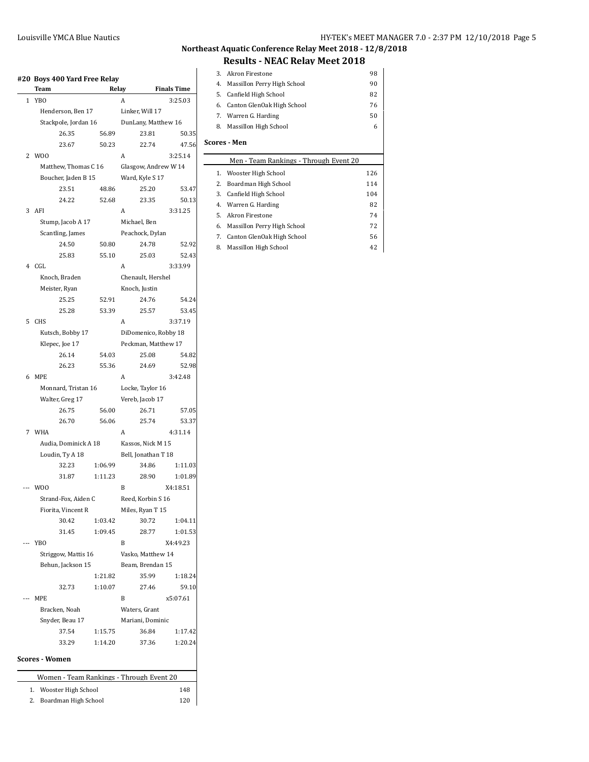# Northeast Aquatic Conference Relay Meet 2018 - 12/8/2018

## Results - NEAC Relay Meet 2018

### #20 Boys 400 Yard Free Relay

| | Team | | Relay | Finals Time |
|---|---|---|---|---|
| 1 | YBO | | A | 3:25.03 |
| | Henderson, Ben 17 | | Linker, Will 17 | |
| | Stackpole, Jordan 16 | | DunLany, Matthew 16 | |
| | 26.35 | 56.89 | 23.81 | 50.35 |
| | 23.67 | 50.23 | 22.74 | 47.56 |
| 2 | WOO | | A | 3:25.14 |
| | Matthew, Thomas C 16 | | Glasgow, Andrew W 14 | |
| | Boucher, Jaden B 15 | | Ward, Kyle S 17 | |
| | 23.51 | 48.86 | 25.20 | 53.47 |
| | 24.22 | 52.68 | 23.35 | 50.13 |
| 3 | AFI | | A | 3:31.25 |
| | Stump, Jacob A 17 | | Michael, Ben | |
| | Scantling, James | | Peachock, Dylan | |
| | 24.50 | 50.80 | 24.78 | 52.92 |
| | 25.83 | 55.10 | 25.03 | 52.43 |
| 4 | CGL | | A | 3:33.99 |
| | Knoch, Braden | | Chenault, Hershel | |
| | Meister, Ryan | | Knoch, Justin | |
| | 25.25 | 52.91 | 24.76 | 54.24 |
| | 25.28 | 53.39 | 25.57 | 53.45 |
| 5 | CHS | | A | 3:37.19 |
| | Kutsch, Bobby 17 | | DiDomenico, Robby 18 | |
| | Klepec, Joe 17 | | Peckman, Matthew 17 | |
| | 26.14 | 54.03 | 25.08 | 54.82 |
| | 26.23 | 55.36 | 24.69 | 52.98 |
| 6 | MPE | | A | 3:42.48 |
| | Monnard, Tristan 16 | | Locke, Taylor 16 | |
| | Walter, Greg 17 | | Vereb, Jacob 17 | |
| | 26.75 | 56.00 | 26.71 | 57.05 |
| | 26.70 | 56.06 | 25.74 | 53.37 |
| 7 | WHA | | A | 4:31.14 |
| | Audia, Dominick A 18 | | Kassos, Nick M 15 | |
| | Loudin, Ty A 18 | | Bell, Jonathan T 18 | |
| | 32.23 | 1:06.99 | 34.86 | 1:11.03 |
| | 31.87 | 1:11.23 | 28.90 | 1:01.89 |
| --- | WOO | | B | X4:18.51 |
| | Strand-Fox, Aiden C | | Reed, Korbin S 16 | |
| | Fiorita, Vincent R | | Miles, Ryan T 15 | |
| | 30.42 | 1:03.42 | 30.72 | 1:04.11 |
| | 31.45 | 1:09.45 | 28.77 | 1:01.53 |
| --- | YBO | | B | X4:49.23 |
| | Striggow, Mattis 16 | | Vasko, Matthew 14 | |
| | Behun, Jackson 15 | | Beam, Brendan 15 | |
| | | 1:21.82 | 35.99 | 1:18.24 |
| | 32.73 | 1:10.07 | 27.46 | 59.10 |
| --- | MPE | | B | x5:07.61 |
| | Bracken, Noah | | Waters, Grant | |
| | Snyder, Beau 17 | | Mariani, Dominic | |
| | 37.54 | 1:15.75 | 36.84 | 1:17.42 |
| | 33.29 | 1:14.20 | 37.36 | 1:20.24 |

### Scores - Women

Women - Team Rankings - Through Event 20

| | | |
|---|---|---|
| 1. | Wooster High School | 148 |
| 2. | Boardman High School | 120 |
| 3. | Akron Firestone | 98 |
| 4. | Massillon Perry High School | 90 |
| 5. | Canfield High School | 82 |
| 6. | Canton GlenOak High School | 76 |
| 7. | Warren G. Harding | 50 |
| 8. | Massillon High School | 6 |

### Scores - Men

Men - Team Rankings - Through Event 20

| | | |
|---|---|---|
| 1. | Wooster High School | 126 |
| 2. | Boardman High School | 114 |
| 3. | Canfield High School | 104 |
| 4. | Warren G. Harding | 82 |
| 5. | Akron Firestone | 74 |
| 6. | Massillon Perry High School | 72 |
| 7. | Canton GlenOak High School | 56 |
| 8. | Massillon High School | 42 |